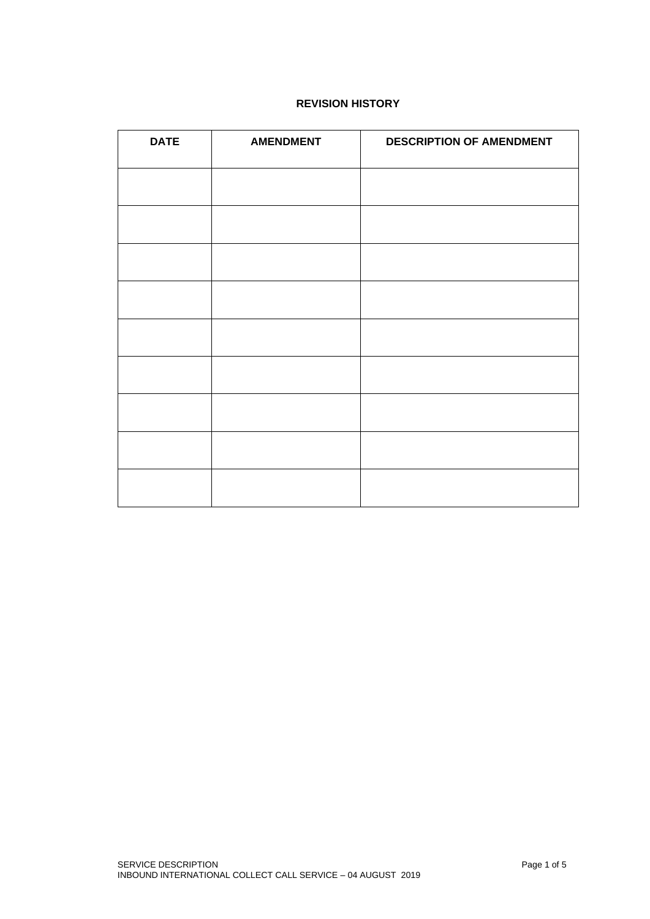## REVISION HISTORY

| DATE | AMENDMENT | DESCRIPTION OF AMENDMENT |
|---|---|---|
| | | |
| | | |
| | | |
| | | |
| | | |
| | | |
| | | |
| | | |
| | | |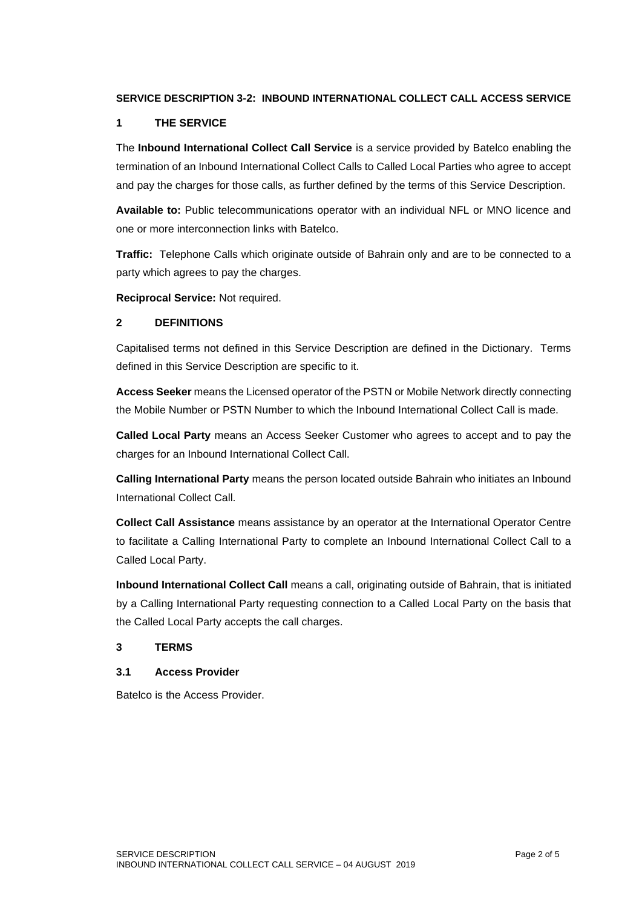**SERVICE DESCRIPTION 3-2: INBOUND INTERNATIONAL COLLECT CALL ACCESS SERVICE**

## 1 THE SERVICE

The **Inbound International Collect Call Service** is a service provided by Batelco enabling the termination of an Inbound International Collect Calls to Called Local Parties who agree to accept and pay the charges for those calls, as further defined by the terms of this Service Description.

**Available to:** Public telecommunications operator with an individual NFL or MNO licence and one or more interconnection links with Batelco.

**Traffic:** Telephone Calls which originate outside of Bahrain only and are to be connected to a party which agrees to pay the charges.

**Reciprocal Service:** Not required.

## 2 DEFINITIONS

Capitalised terms not defined in this Service Description are defined in the Dictionary. Terms defined in this Service Description are specific to it.

**Access Seeker** means the Licensed operator of the PSTN or Mobile Network directly connecting the Mobile Number or PSTN Number to which the Inbound International Collect Call is made.

**Called Local Party** means an Access Seeker Customer who agrees to accept and to pay the charges for an Inbound International Collect Call.

**Calling International Party** means the person located outside Bahrain who initiates an Inbound International Collect Call.

**Collect Call Assistance** means assistance by an operator at the International Operator Centre to facilitate a Calling International Party to complete an Inbound International Collect Call to a Called Local Party.

**Inbound International Collect Call** means a call, originating outside of Bahrain, that is initiated by a Calling International Party requesting connection to a Called Local Party on the basis that the Called Local Party accepts the call charges.

## 3 TERMS

### 3.1 Access Provider

Batelco is the Access Provider.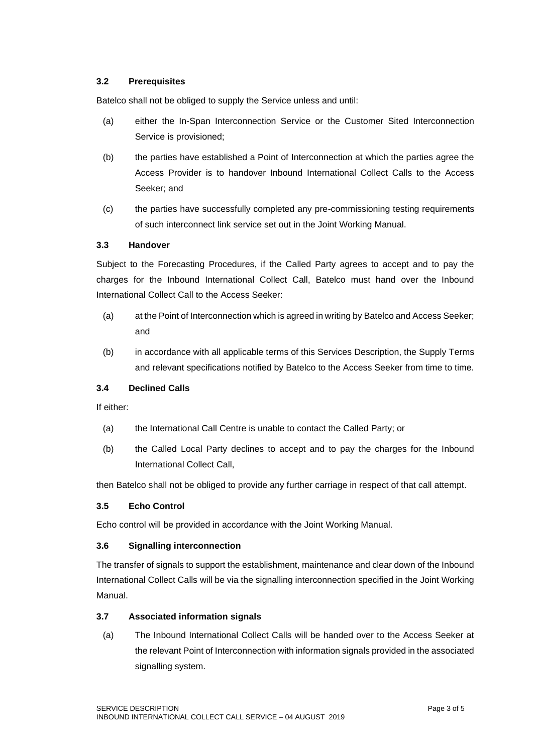### 3.2 Prerequisites

Batelco shall not be obliged to supply the Service unless and until:

(a) either the In-Span Interconnection Service or the Customer Sited Interconnection Service is provisioned;

(b) the parties have established a Point of Interconnection at which the parties agree the Access Provider is to handover Inbound International Collect Calls to the Access Seeker; and

(c) the parties have successfully completed any pre-commissioning testing requirements of such interconnect link service set out in the Joint Working Manual.

### 3.3 Handover

Subject to the Forecasting Procedures, if the Called Party agrees to accept and to pay the charges for the Inbound International Collect Call, Batelco must hand over the Inbound International Collect Call to the Access Seeker:

(a) at the Point of Interconnection which is agreed in writing by Batelco and Access Seeker; and

(b) in accordance with all applicable terms of this Services Description, the Supply Terms and relevant specifications notified by Batelco to the Access Seeker from time to time.

### 3.4 Declined Calls

If either:

(a) the International Call Centre is unable to contact the Called Party; or

(b) the Called Local Party declines to accept and to pay the charges for the Inbound International Collect Call,

then Batelco shall not be obliged to provide any further carriage in respect of that call attempt.

### 3.5 Echo Control

Echo control will be provided in accordance with the Joint Working Manual.

### 3.6 Signalling interconnection

The transfer of signals to support the establishment, maintenance and clear down of the Inbound International Collect Calls will be via the signalling interconnection specified in the Joint Working Manual.

### 3.7 Associated information signals

(a) The Inbound International Collect Calls will be handed over to the Access Seeker at the relevant Point of Interconnection with information signals provided in the associated signalling system.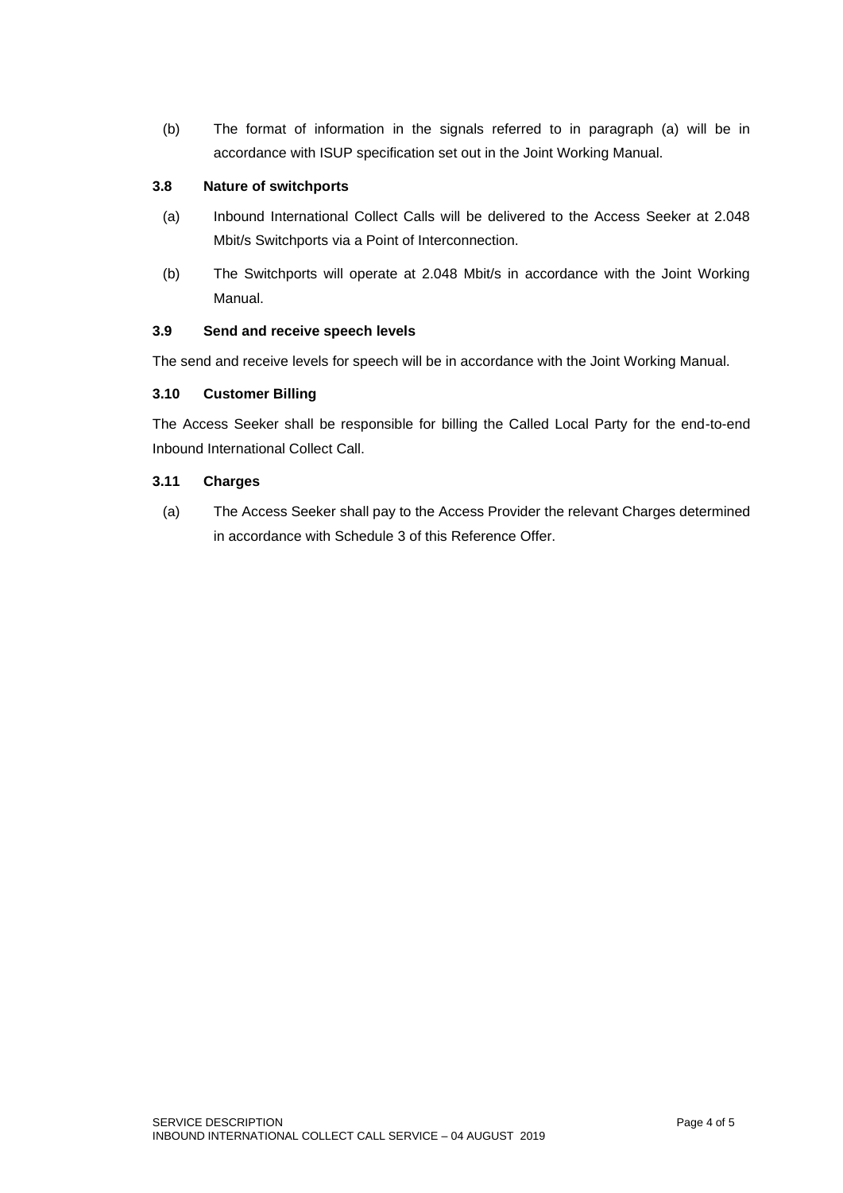(b) The format of information in the signals referred to in paragraph (a) will be in accordance with ISUP specification set out in the Joint Working Manual.

### 3.8 Nature of switchports

(a) Inbound International Collect Calls will be delivered to the Access Seeker at 2.048 Mbit/s Switchports via a Point of Interconnection.

(b) The Switchports will operate at 2.048 Mbit/s in accordance with the Joint Working Manual.

### 3.9 Send and receive speech levels

The send and receive levels for speech will be in accordance with the Joint Working Manual.

### 3.10 Customer Billing

The Access Seeker shall be responsible for billing the Called Local Party for the end-to-end Inbound International Collect Call.

### 3.11 Charges

(a) The Access Seeker shall pay to the Access Provider the relevant Charges determined in accordance with Schedule 3 of this Reference Offer.